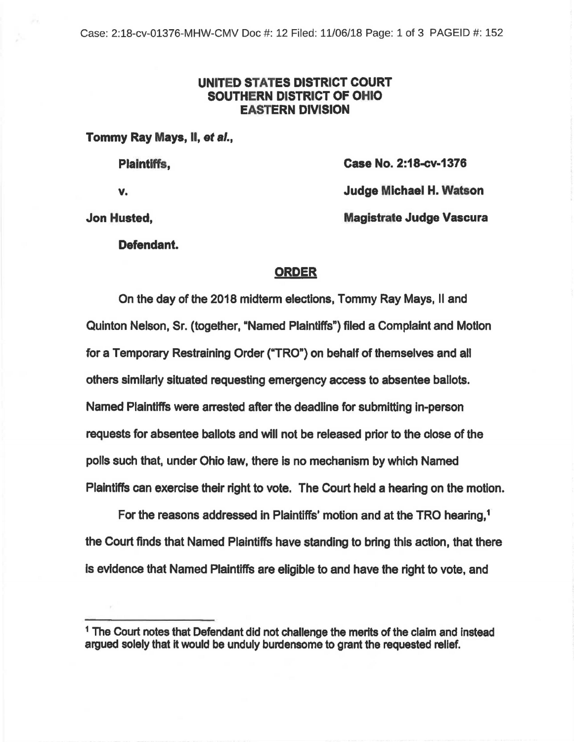**UNITED STATES DISTRICT COURT**
**SOUTHERN DISTRICT OF OHIO**
**EASTERN DIVISION**

**Tommy Ray Mays, II, *et al.*,**

**Plaintiffs,**

**v.**

**Jon Husted,**

**Defendant.**

**Case No. 2:18-cv-1376**

**Judge Michael H. Watson**

**Magistrate Judge Vascura**

## ORDER

On the day of the 2018 midterm elections, Tommy Ray Mays, II and Quinton Nelson, Sr. (together, "Named Plaintiffs") filed a Complaint and Motion for a Temporary Restraining Order ("TRO") on behalf of themselves and all others similarly situated requesting emergency access to absentee ballots. Named Plaintiffs were arrested after the deadline for submitting in-person requests for absentee ballots and will not be released prior to the close of the polls such that, under Ohio law, there is no mechanism by which Named Plaintiffs can exercise their right to vote. The Court held a hearing on the motion.

For the reasons addressed in Plaintiffs' motion and at the TRO hearing,[1] the Court finds that Named Plaintiffs have standing to bring this action, that there is evidence that Named Plaintiffs are eligible to and have the right to vote, and

[1] The Court notes that Defendant did not challenge the merits of the claim and instead argued solely that it would be unduly burdensome to grant the requested relief.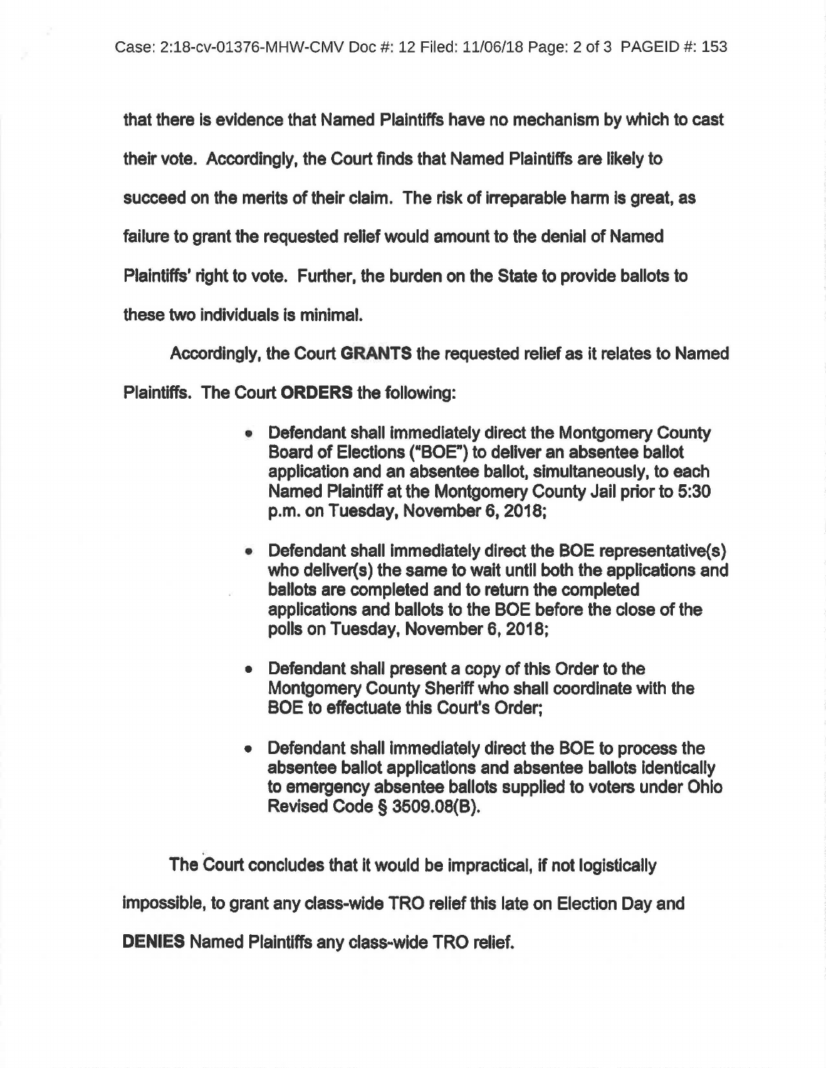that there is evidence that Named Plaintiffs have no mechanism by which to cast their vote. Accordingly, the Court finds that Named Plaintiffs are likely to succeed on the merits of their claim. The risk of irreparable harm is great, as failure to grant the requested relief would amount to the denial of Named Plaintiffs' right to vote. Further, the burden on the State to provide ballots to these two individuals is minimal.

Accordingly, the Court **GRANTS** the requested relief as it relates to Named Plaintiffs. The Court **ORDERS** the following:

- Defendant shall immediately direct the Montgomery County Board of Elections ("BOE") to deliver an absentee ballot application and an absentee ballot, simultaneously, to each Named Plaintiff at the Montgomery County Jail prior to 5:30 p.m. on Tuesday, November 6, 2018;
- Defendant shall immediately direct the BOE representative(s) who deliver(s) the same to wait until both the applications and ballots are completed and to return the completed applications and ballots to the BOE before the close of the polls on Tuesday, November 6, 2018;
- Defendant shall present a copy of this Order to the Montgomery County Sheriff who shall coordinate with the BOE to effectuate this Court's Order;
- Defendant shall immediately direct the BOE to process the absentee ballot applications and absentee ballots identically to emergency absentee ballots supplied to voters under Ohio Revised Code § 3509.08(B).

The Court concludes that it would be impractical, if not logistically impossible, to grant any class-wide TRO relief this late on Election Day and **DENIES** Named Plaintiffs any class-wide TRO relief.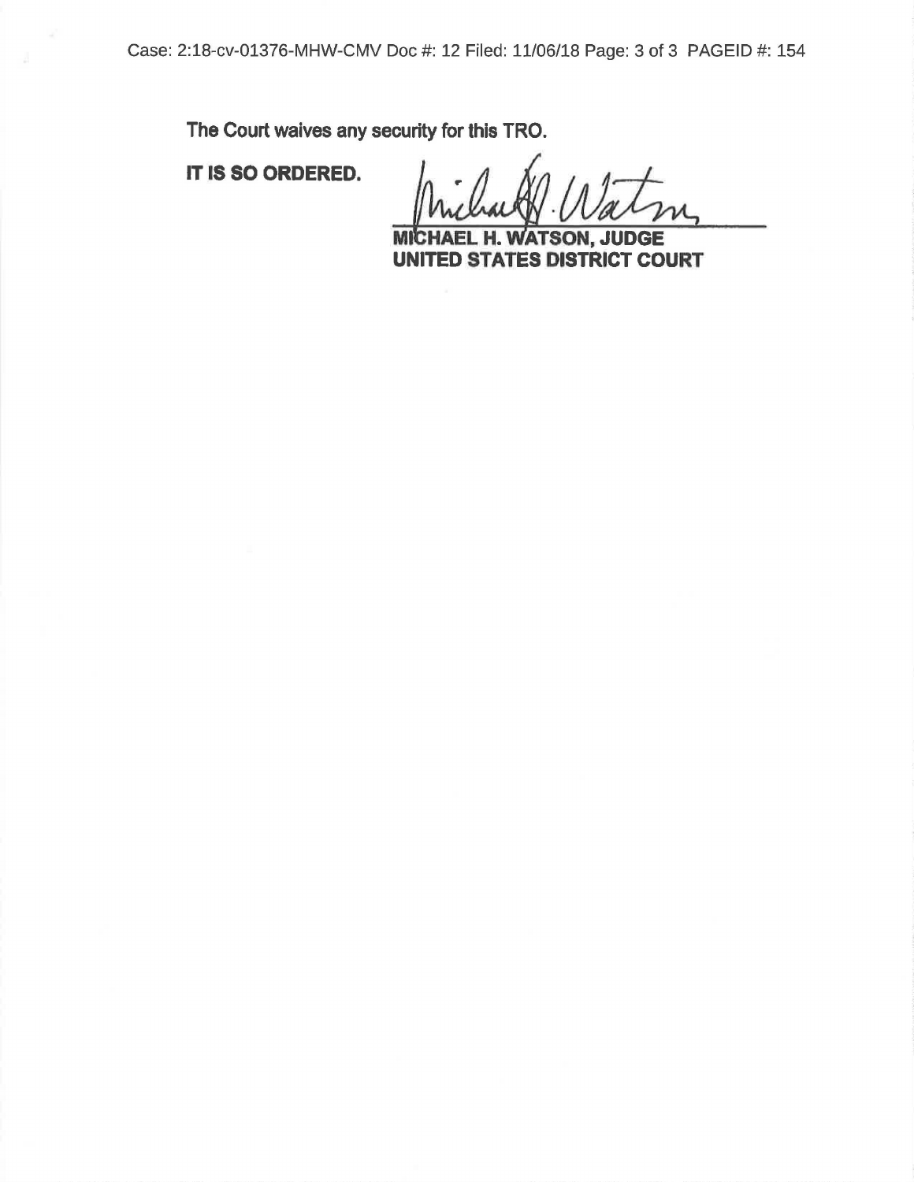**The Court waives any security for this TRO.**

**IT IS SO ORDERED.**

**MICHAEL H. WATSON, JUDGE**
**UNITED STATES DISTRICT COURT**